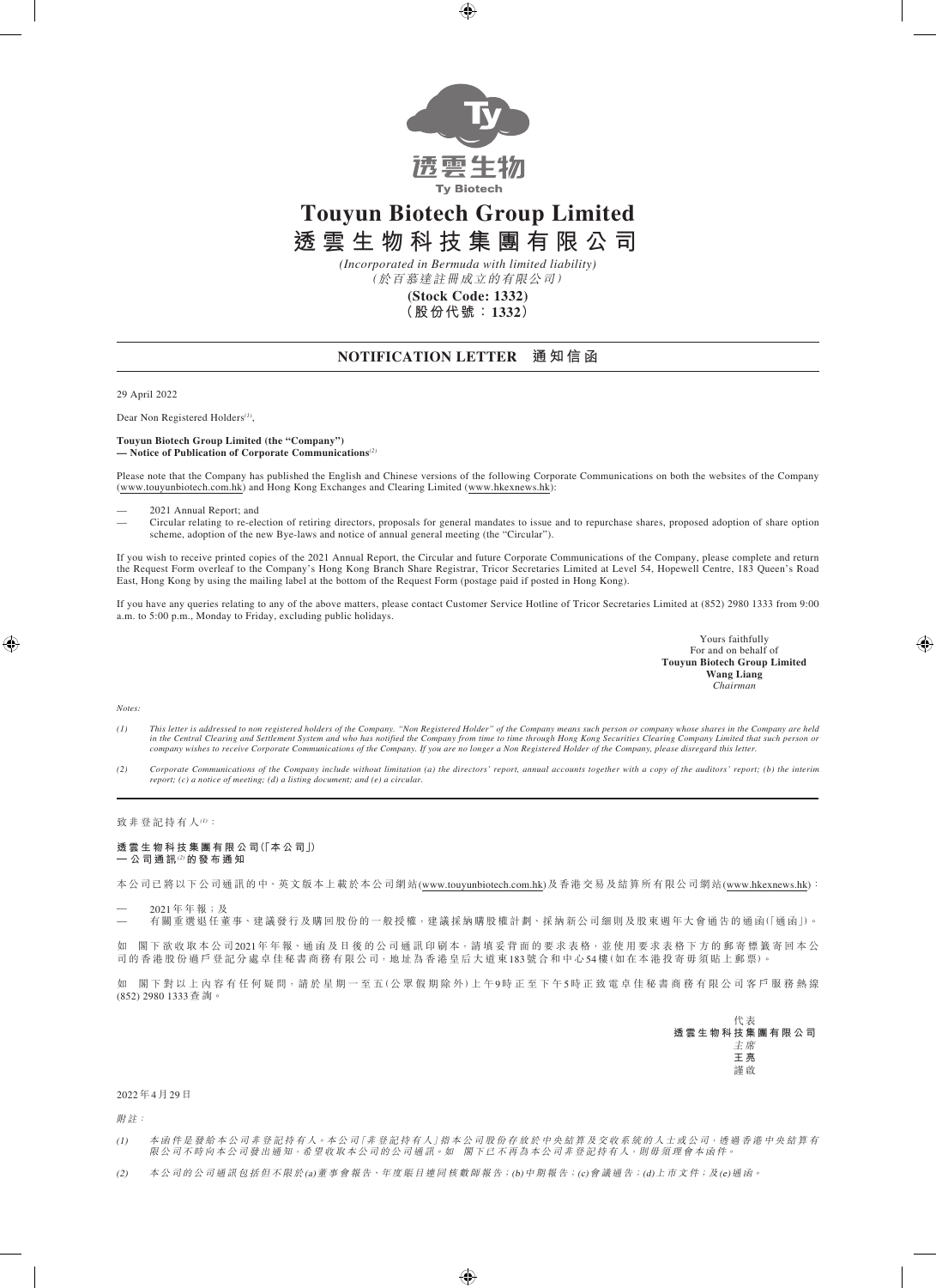透雲生物
Ty Biotech

# Touyun Biotech Group Limited
# 透雲生物科技集團有限公司

*(Incorporated in Bermuda with limited liability)*
*(於百慕達註冊成立的有限公司)*

**(Stock Code: 1332)**
**（股份代號：1332）**

## NOTIFICATION LETTER 通知信函

29 April 2022

Dear Non Registered Holders[1],

**Touyun Biotech Group Limited (the "Company")**
**— Notice of Publication of Corporate Communications**[2]

Please note that the Company has published the English and Chinese versions of the following Corporate Communications on both the websites of the Company (www.touyunbiotech.com.hk) and Hong Kong Exchanges and Clearing Limited (www.hkexnews.hk):

- 2021 Annual Report; and
- Circular relating to re-election of retiring directors, proposals for general mandates to issue and to repurchase shares, proposed adoption of share option scheme, adoption of the new Bye-laws and notice of annual general meeting (the "Circular").

If you wish to receive printed copies of the 2021 Annual Report, the Circular and future Corporate Communications of the Company, please complete and return the Request Form overleaf to the Company's Hong Kong Branch Share Registrar, Tricor Secretaries Limited at Level 54, Hopewell Centre, 183 Queen's Road East, Hong Kong by using the mailing label at the bottom of the Request Form (postage paid if posted in Hong Kong).

If you have any queries relating to any of the above matters, please contact Customer Service Hotline of Tricor Secretaries Limited at (852) 2980 1333 from 9:00 a.m. to 5:00 p.m., Monday to Friday, excluding public holidays.

Yours faithfully
For and on behalf of
**Touyun Biotech Group Limited**
**Wang Liang**
*Chairman*

*Notes:*

*(1) This letter is addressed to non registered holders of the Company. "Non Registered Holder" of the Company means such person or company whose shares in the Company are held in the Central Clearing and Settlement System and who has notified the Company from time to time through Hong Kong Securities Clearing Company Limited that such person or company wishes to receive Corporate Communications of the Company. If you are no longer a Non Registered Holder of the Company, please disregard this letter.*

*(2) Corporate Communications of the Company include without limitation (a) the directors' report, annual accounts together with a copy of the auditors' report; (b) the interim report; (c) a notice of meeting; (d) a listing document; and (e) a circular.*

---

致非登記持有人[1]：

**透雲生物科技集團有限公司(「本公司」)**
**— 公司通訊[2]的發布通知**

本公司已將以下公司通訊的中、英文版本上載於本公司網站(www.touyunbiotech.com.hk)及香港交易及結算所有限公司網站(www.hkexnews.hk)：

- 2021年年報；及
- 有關重選退任董事、建議發行及購回股份的一般授權，建議採納購股權計劃、採納新公司細則及股東週年大會通告的通函(「通函」)。

如 閣下欲收取本公司2021年年報、通函及日後的公司通訊印刷本，請填妥背面的要求表格，並使用要求表格下方的郵寄標籤寄回本公司的香港股份過戶登記分處卓佳秘書商務有限公司，地址為香港皇后大道東183號合和中心54樓(如在本港投寄毋須貼上郵票)。

如 閣下對以上內容有任何疑問，請於星期一至五(公眾假期除外)上午9時正至下午5時正致電卓佳秘書商務有限公司客戶服務熱線(852) 2980 1333查詢。

代表
**透雲生物科技集團有限公司**
*主席*
**王亮**
謹啟

2022年4月29日

*附註：*

*(1) 本函件是發給本公司非登記持有人。本公司「非登記持有人」指本公司股份存放於中央結算及交收系統的人士或公司，透過香港中央結算有限公司不時向本公司發出通知，希望收取本公司的公司通訊。如 閣下已不再為本公司非登記持有人，則毋須理會本函件。*

*(2) 本公司的公司通訊包括但不限於(a)董事會報告、年度賬目連同核數師報告；(b)中期報告；(c)會議通告；(d)上市文件；及(e)通函。*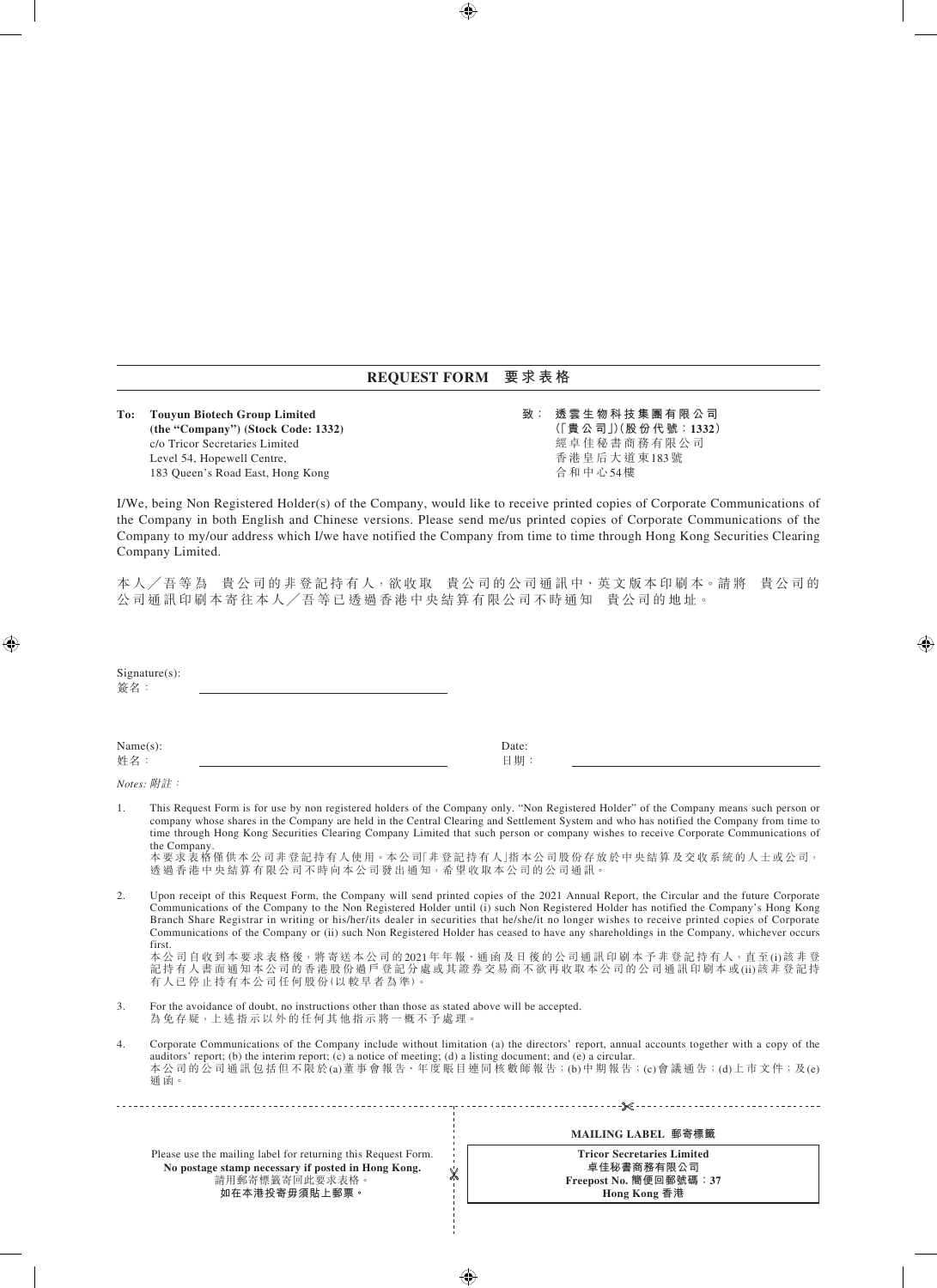# REQUEST FORM 要求表格

**To: Touyun Biotech Group Limited**
**(the "Company") (Stock Code: 1332)**
c/o Tricor Secretaries Limited
Level 54, Hopewell Centre,
183 Queen's Road East, Hong Kong

**致： 透雲生物科技集團有限公司**
**(「貴公司」)(股份代號：1332)**
經卓佳秘書商務有限公司
香港皇后大道東183號
合和中心54樓

I/We, being Non Registered Holder(s) of the Company, would like to receive printed copies of Corporate Communications of the Company in both English and Chinese versions. Please send me/us printed copies of Corporate Communications of the Company to my/our address which I/we have notified the Company from time to time through Hong Kong Securities Clearing Company Limited.

本人／吾等為 貴公司的非登記持有人，欲收取 貴公司的公司通訊中、英文版本印刷本。請將 貴公司的公司通訊印刷本寄往本人／吾等已透過香港中央結算有限公司不時通知 貴公司的地址。

Signature(s):
簽名： ______________________

Name(s):
姓名： ______________________

Date:
日期： ______________________

*Notes: 附註：*

1. This Request Form is for use by non registered holders of the Company only. "Non Registered Holder" of the Company means such person or company whose shares in the Company are held in the Central Clearing and Settlement System and who has notified the Company from time to time through Hong Kong Securities Clearing Company Limited that such person or company wishes to receive Corporate Communications of the Company.
本要求表格僅供本公司非登記持有人使用。本公司「非登記持有人」指本公司股份存放於中央結算及交收系統的人士或公司，透過香港中央結算有限公司不時向本公司發出通知，希望收取本公司的公司通訊。

2. Upon receipt of this Request Form, the Company will send printed copies of the 2021 Annual Report, the Circular and the future Corporate Communications of the Company to the Non Registered Holder until (i) such Non Registered Holder has notified the Company's Hong Kong Branch Share Registrar in writing or his/her/its dealer in securities that he/she/it no longer wishes to receive printed copies of Corporate Communications of the Company or (ii) such Non Registered Holder has ceased to have any shareholdings in the Company, whichever occurs first.
本公司自收到本要求表格後，將寄送本公司的2021年年報、通函及日後的公司通訊印刷本予非登記持有人，直至(i)該非登記持有人書面通知本公司的香港股份過戶登記分處或其證券交易商不欲再收取本公司的公司通訊印刷本或(ii)該非登記持有人已停止持有本公司任何股份(以較早者為準)。

3. For the avoidance of doubt, no instructions other than those as stated above will be accepted.
為免存疑，上述指示以外的任何其他指示將一概不予處理。

4. Corporate Communications of the Company include without limitation (a) the directors' report, annual accounts together with a copy of the auditors' report; (b) the interim report; (c) a notice of meeting; (d) a listing document; and (e) a circular.
本公司的公司通訊包括但不限於(a)董事會報告、年度賬目連同核數師報告；(b)中期報告；(c)會議通告；(d)上市文件；及(e)通函。

---

Please use the mailing label for returning this Request Form.
**No postage stamp necessary if posted in Hong Kong.**
請用郵寄標籤寄回此要求表格。
**如在本港投寄毋須貼上郵票。**

**MAILING LABEL 郵寄標籤**

**Tricor Secretaries Limited**
**卓佳秘書商務有限公司**
**Freepost No. 簡便回郵號碼：37**
**Hong Kong 香港**